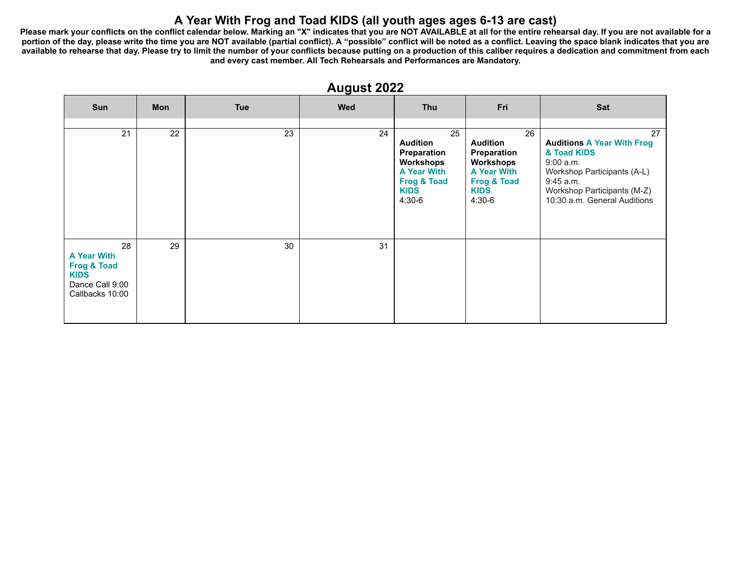# A Year With Frog and Toad KIDS (all youth ages ages 6-13 are cast)

**Please mark your conflicts on the conflict calendar below. Marking an "X" indicates that you are NOT AVAILABLE at all for the entire rehearsal day. If you are not available for a portion of the day, please write the time you are NOT available (partial conflict). A "possible" conflict will be noted as a conflict. Leaving the space blank indicates that you are available to rehearse that day. Please try to limit the number of your conflicts because putting on a production of this caliber requires a dedication and commitment from each and every cast member. All Tech Rehearsals and Performances are Mandatory.**

## August 2022

| Sun | Mon | Tue | Wed | Thu | Fri | Sat |
|---|---|---|---|---|---|---|
| 21 | 22 | 23 | 24 | 25<br>**Audition Preparation Workshops** **A Year With Frog & Toad KIDS**<br>4:30-6 | 26<br>**Audition Preparation Workshops** **A Year With Frog & Toad KIDS**<br>4:30-6 | 27<br>**Auditions A Year With Frog & Toad KIDS**<br>9:00 a.m.<br>Workshop Participants (A-L)<br>9:45 a.m.<br>Workshop Participants (M-Z)<br>10:30 a.m. General Auditions |
| 28<br>**A Year With Frog & Toad KIDS**<br>Dance Call 9:00<br>Callbacks 10:00 | 29 | 30 | 31 | | | |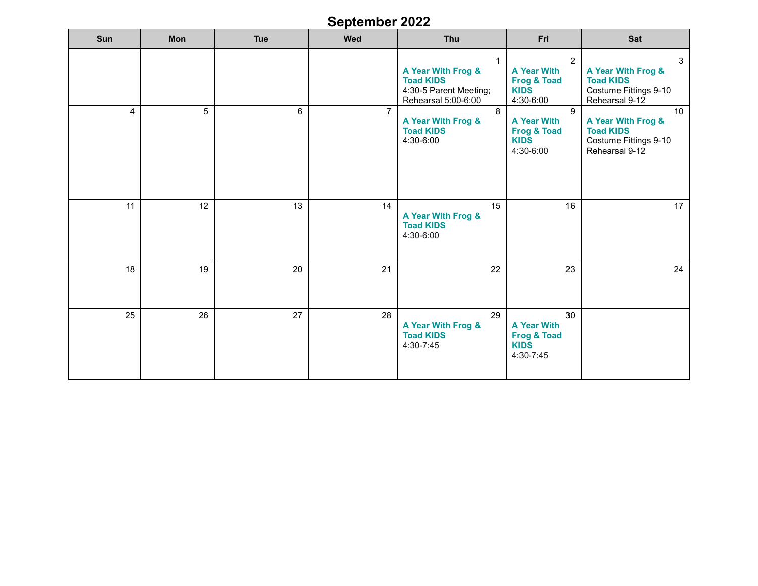# September 2022

| Sun | Mon | Tue | Wed | Thu | Fri | Sat |
|---|---|---|---|---|---|---|
| | | | | 1 **A Year With Frog & Toad KIDS** 4:30-5 Parent Meeting; Rehearsal 5:00-6:00 | 2 **A Year With Frog & Toad KIDS** 4:30-6:00 | 3 **A Year With Frog & Toad KIDS** Costume Fittings 9-10 Rehearsal 9-12 |
| 4 | 5 | 6 | 7 | 8 **A Year With Frog & Toad KIDS** 4:30-6:00 | 9 **A Year With Frog & Toad KIDS** 4:30-6:00 | 10 **A Year With Frog & Toad KIDS** Costume Fittings 9-10 Rehearsal 9-12 |
| 11 | 12 | 13 | 14 | 15 **A Year With Frog & Toad KIDS** 4:30-6:00 | 16 | 17 |
| 18 | 19 | 20 | 21 | 22 | 23 | 24 |
| 25 | 26 | 27 | 28 | 29 **A Year With Frog & Toad KIDS** 4:30-7:45 | 30 **A Year With Frog & Toad KIDS** 4:30-7:45 | |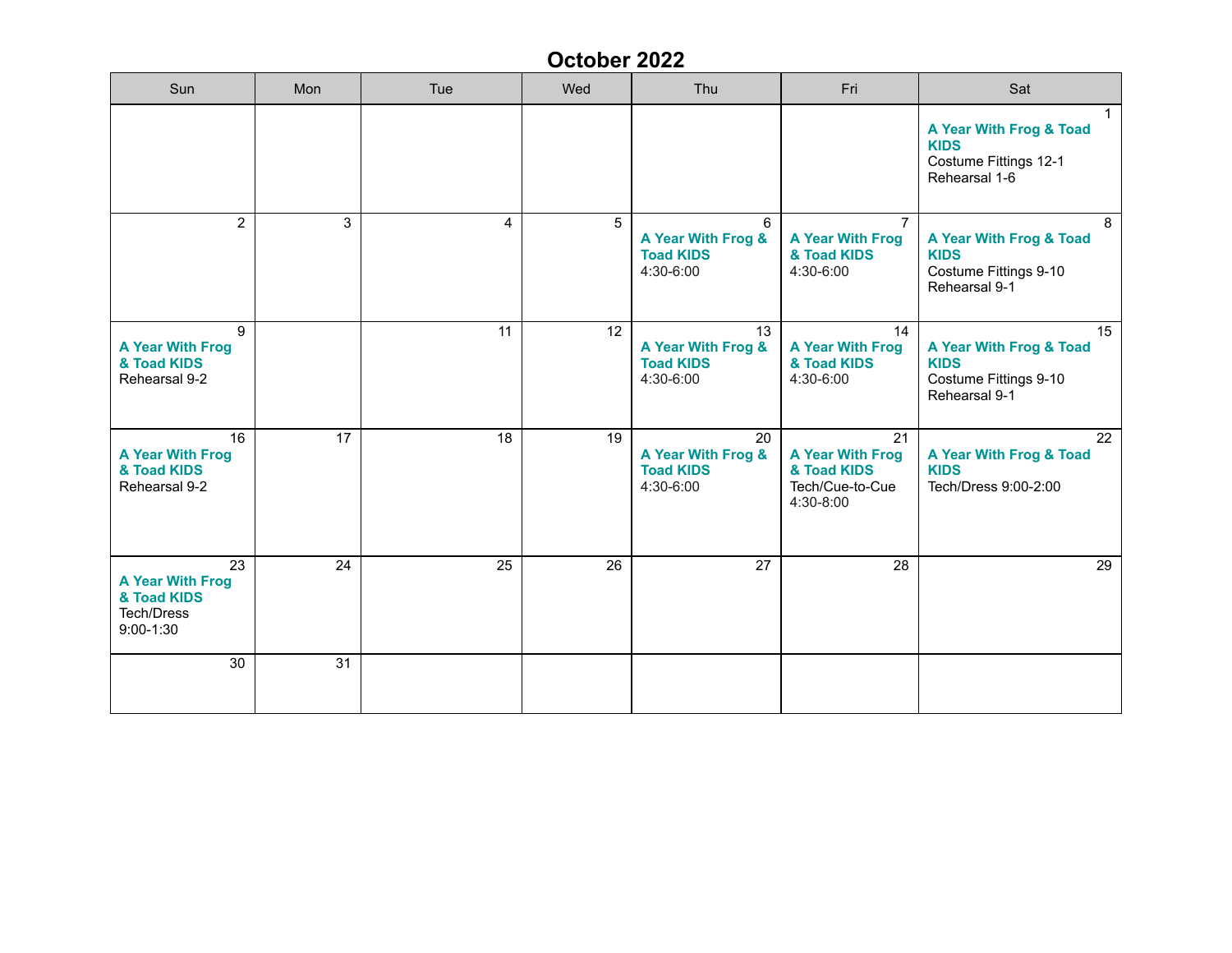# October 2022

| Sun | Mon | Tue | Wed | Thu | Fri | Sat |
|---|---|---|---|---|---|---|
| | | | | | | 1 **A Year With Frog & Toad KIDS** Costume Fittings 12-1 Rehearsal 1-6 |
| 2 | 3 | 4 | 5 | 6 **A Year With Frog & Toad KIDS** 4:30-6:00 | 7 **A Year With Frog & Toad KIDS** 4:30-6:00 | 8 **A Year With Frog & Toad KIDS** Costume Fittings 9-10 Rehearsal 9-1 |
| 9 **A Year With Frog & Toad KIDS** Rehearsal 9-2 | | 11 | 12 | 13 **A Year With Frog & Toad KIDS** 4:30-6:00 | 14 **A Year With Frog & Toad KIDS** 4:30-6:00 | 15 **A Year With Frog & Toad KIDS** Costume Fittings 9-10 Rehearsal 9-1 |
| 16 **A Year With Frog & Toad KIDS** Rehearsal 9-2 | 17 | 18 | 19 | 20 **A Year With Frog & Toad KIDS** 4:30-6:00 | 21 **A Year With Frog & Toad KIDS** Tech/Cue-to-Cue 4:30-8:00 | 22 **A Year With Frog & Toad KIDS** Tech/Dress 9:00-2:00 |
| 23 **A Year With Frog & Toad KIDS** Tech/Dress 9:00-1:30 | 24 | 25 | 26 | 27 | 28 | 29 |
| 30 | 31 | | | | | |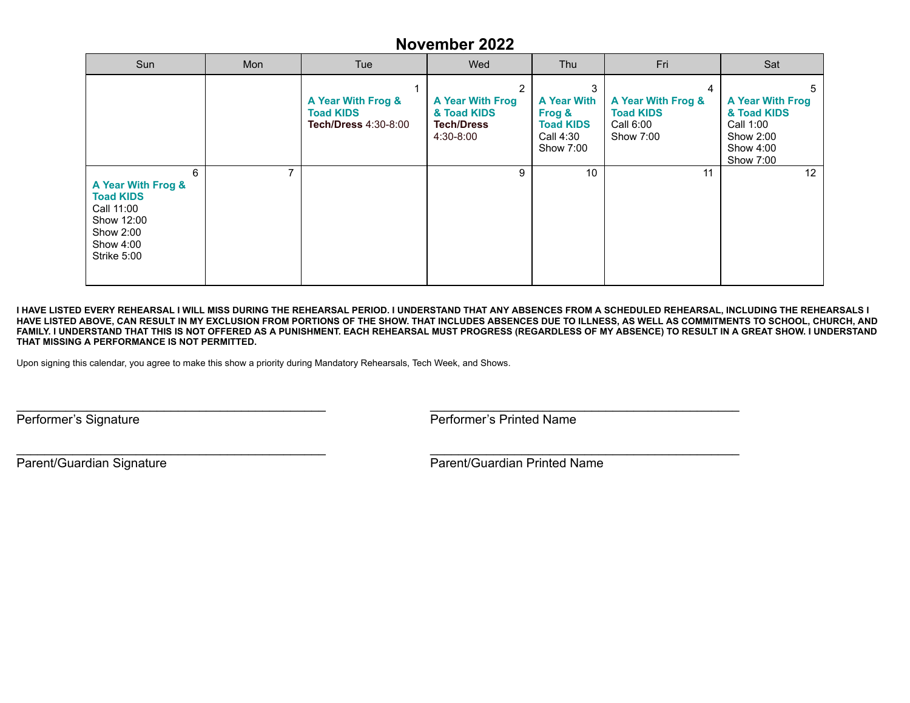## November 2022

| Sun | Mon | Tue | Wed | Thu | Fri | Sat |
|---|---|---|---|---|---|---|
| | | 1<br>**A Year With Frog & Toad KIDS**<br>**Tech/Dress** 4:30-8:00 | 2<br>**A Year With Frog & Toad KIDS**<br>**Tech/Dress**<br>4:30-8:00 | 3<br>**A Year With Frog & Toad KIDS**<br>Call 4:30<br>Show 7:00 | 4<br>**A Year With Frog & Toad KIDS**<br>Call 6:00<br>Show 7:00 | 5<br>**A Year With Frog & Toad KIDS**<br>Call 1:00<br>Show 2:00<br>Show 4:00<br>Show 7:00 |
| 6<br>**A Year With Frog & Toad KIDS**<br>Call 11:00<br>Show 12:00<br>Show 2:00<br>Show 4:00<br>Strike 5:00 | 7 | | 9 | 10 | 11 | 12 |

**I HAVE LISTED EVERY REHEARSAL I WILL MISS DURING THE REHEARSAL PERIOD. I UNDERSTAND THAT ANY ABSENCES FROM A SCHEDULED REHEARSAL, INCLUDING THE REHEARSALS I HAVE LISTED ABOVE, CAN RESULT IN MY EXCLUSION FROM PORTIONS OF THE SHOW. THAT INCLUDES ABSENCES DUE TO ILLNESS, AS WELL AS COMMITMENTS TO SCHOOL, CHURCH, AND FAMILY. I UNDERSTAND THAT THIS IS NOT OFFERED AS A PUNISHMENT. EACH REHEARSAL MUST PROGRESS (REGARDLESS OF MY ABSENCE) TO RESULT IN A GREAT SHOW. I UNDERSTAND THAT MISSING A PERFORMANCE IS NOT PERMITTED.**

Upon signing this calendar, you agree to make this show a priority during Mandatory Rehearsals, Tech Week, and Shows.

\_\_\_\_\_\_\_\_\_\_\_\_\_\_\_\_\_\_\_\_\_\_\_\_\_\_\_\_\_\_\_\_\_\_\_\_\_\_\_\_
Performer's Signature

\_\_\_\_\_\_\_\_\_\_\_\_\_\_\_\_\_\_\_\_\_\_\_\_\_\_\_\_\_\_\_\_\_\_\_\_\_\_\_\_
Performer's Printed Name

\_\_\_\_\_\_\_\_\_\_\_\_\_\_\_\_\_\_\_\_\_\_\_\_\_\_\_\_\_\_\_\_\_\_\_\_\_\_\_\_
Parent/Guardian Signature

\_\_\_\_\_\_\_\_\_\_\_\_\_\_\_\_\_\_\_\_\_\_\_\_\_\_\_\_\_\_\_\_\_\_\_\_\_\_\_\_
Parent/Guardian Printed Name